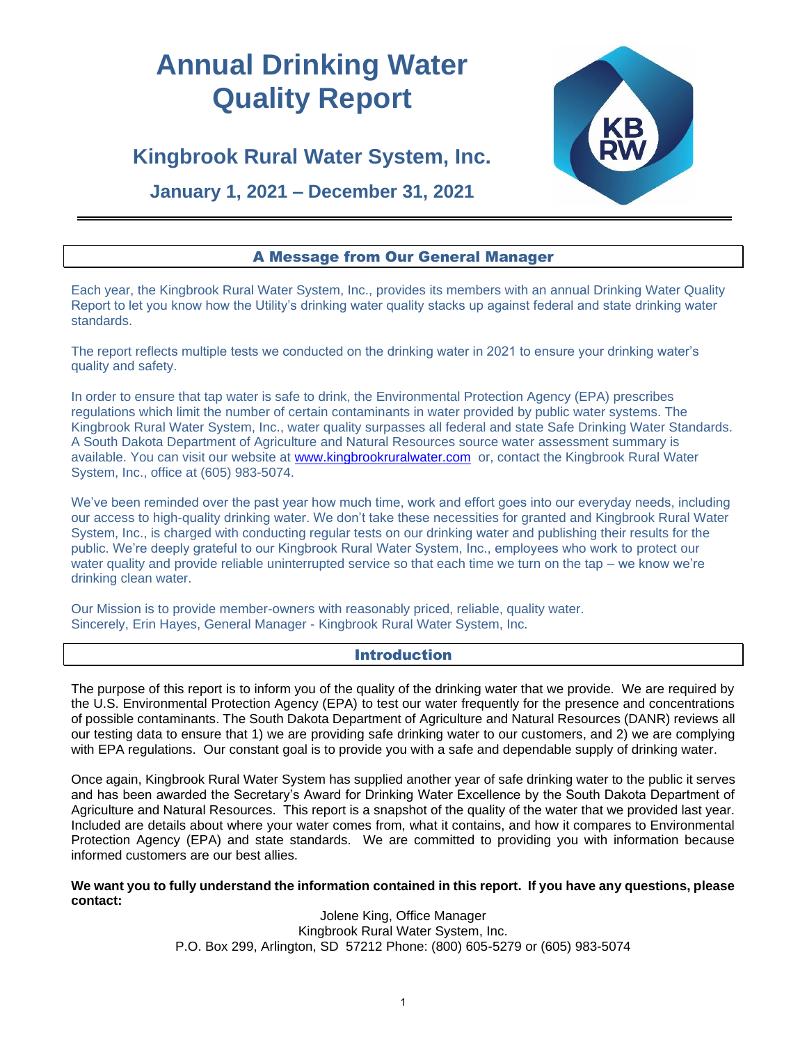# Annual Drinking Water Quality Report

## Kingbrook Rural Water System, Inc.

### January 1, 2021 – December 31, 2021

## A Message from Our General Manager

Each year, the Kingbrook Rural Water System, Inc., provides its members with an annual Drinking Water Quality Report to let you know how the Utility's drinking water quality stacks up against federal and state drinking water standards.

The report reflects multiple tests we conducted on the drinking water in 2021 to ensure your drinking water's quality and safety.

In order to ensure that tap water is safe to drink, the Environmental Protection Agency (EPA) prescribes regulations which limit the number of certain contaminants in water provided by public water systems. The Kingbrook Rural Water System, Inc., water quality surpasses all federal and state Safe Drinking Water Standards. A South Dakota Department of Agriculture and Natural Resources source water assessment summary is available. You can visit our website at www.kingbrookruralwater.com or, contact the Kingbrook Rural Water System, Inc., office at (605) 983-5074.

We've been reminded over the past year how much time, work and effort goes into our everyday needs, including our access to high-quality drinking water. We don't take these necessities for granted and Kingbrook Rural Water System, Inc., is charged with conducting regular tests on our drinking water and publishing their results for the public. We're deeply grateful to our Kingbrook Rural Water System, Inc., employees who work to protect our water quality and provide reliable uninterrupted service so that each time we turn on the tap – we know we're drinking clean water.

Our Mission is to provide member-owners with reasonably priced, reliable, quality water.
Sincerely, Erin Hayes, General Manager - Kingbrook Rural Water System, Inc.

## Introduction

The purpose of this report is to inform you of the quality of the drinking water that we provide. We are required by the U.S. Environmental Protection Agency (EPA) to test our water frequently for the presence and concentrations of possible contaminants. The South Dakota Department of Agriculture and Natural Resources (DANR) reviews all our testing data to ensure that 1) we are providing safe drinking water to our customers, and 2) we are complying with EPA regulations. Our constant goal is to provide you with a safe and dependable supply of drinking water.

Once again, Kingbrook Rural Water System has supplied another year of safe drinking water to the public it serves and has been awarded the Secretary's Award for Drinking Water Excellence by the South Dakota Department of Agriculture and Natural Resources. This report is a snapshot of the quality of the water that we provided last year. Included are details about where your water comes from, what it contains, and how it compares to Environmental Protection Agency (EPA) and state standards. We are committed to providing you with information because informed customers are our best allies.

**We want you to fully understand the information contained in this report. If you have any questions, please contact:**

Jolene King, Office Manager
Kingbrook Rural Water System, Inc.
P.O. Box 299, Arlington, SD 57212 Phone: (800) 605-5279 or (605) 983-5074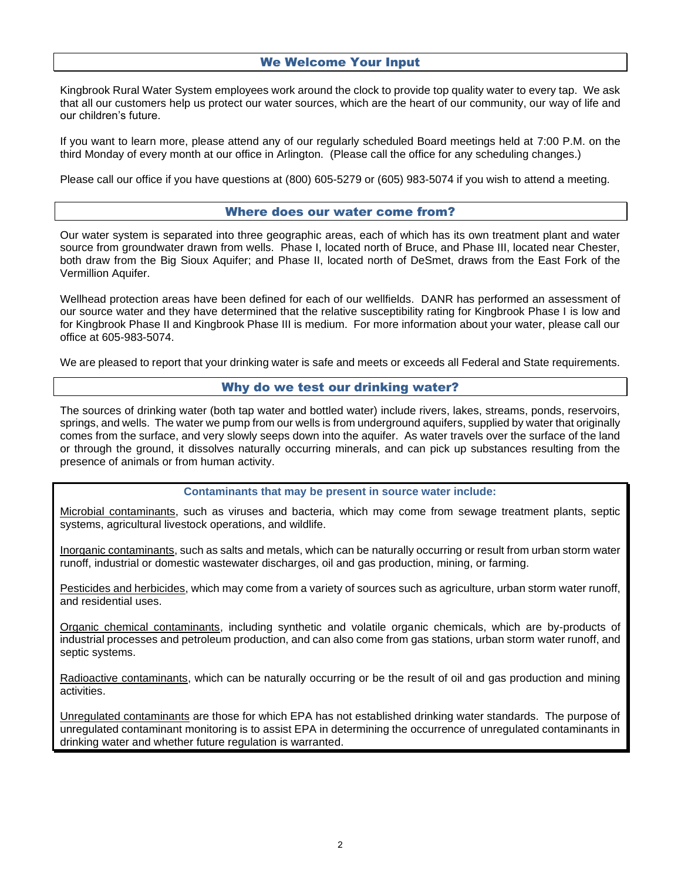## We Welcome Your Input

Kingbrook Rural Water System employees work around the clock to provide top quality water to every tap. We ask that all our customers help us protect our water sources, which are the heart of our community, our way of life and our children's future.

If you want to learn more, please attend any of our regularly scheduled Board meetings held at 7:00 P.M. on the third Monday of every month at our office in Arlington. (Please call the office for any scheduling changes.)

Please call our office if you have questions at (800) 605-5279 or (605) 983-5074 if you wish to attend a meeting.

## Where does our water come from?

Our water system is separated into three geographic areas, each of which has its own treatment plant and water source from groundwater drawn from wells. Phase I, located north of Bruce, and Phase III, located near Chester, both draw from the Big Sioux Aquifer; and Phase II, located north of DeSmet, draws from the East Fork of the Vermillion Aquifer.

Wellhead protection areas have been defined for each of our wellfields. DANR has performed an assessment of our source water and they have determined that the relative susceptibility rating for Kingbrook Phase I is low and for Kingbrook Phase II and Kingbrook Phase III is medium. For more information about your water, please call our office at 605-983-5074.

We are pleased to report that your drinking water is safe and meets or exceeds all Federal and State requirements.

## Why do we test our drinking water?

The sources of drinking water (both tap water and bottled water) include rivers, lakes, streams, ponds, reservoirs, springs, and wells. The water we pump from our wells is from underground aquifers, supplied by water that originally comes from the surface, and very slowly seeps down into the aquifer. As water travels over the surface of the land or through the ground, it dissolves naturally occurring minerals, and can pick up substances resulting from the presence of animals or from human activity.

**Contaminants that may be present in source water include:**

Microbial contaminants, such as viruses and bacteria, which may come from sewage treatment plants, septic systems, agricultural livestock operations, and wildlife.

Inorganic contaminants, such as salts and metals, which can be naturally occurring or result from urban storm water runoff, industrial or domestic wastewater discharges, oil and gas production, mining, or farming.

Pesticides and herbicides, which may come from a variety of sources such as agriculture, urban storm water runoff, and residential uses.

Organic chemical contaminants, including synthetic and volatile organic chemicals, which are by-products of industrial processes and petroleum production, and can also come from gas stations, urban storm water runoff, and septic systems.

Radioactive contaminants, which can be naturally occurring or be the result of oil and gas production and mining activities.

Unregulated contaminants are those for which EPA has not established drinking water standards. The purpose of unregulated contaminant monitoring is to assist EPA in determining the occurrence of unregulated contaminants in drinking water and whether future regulation is warranted.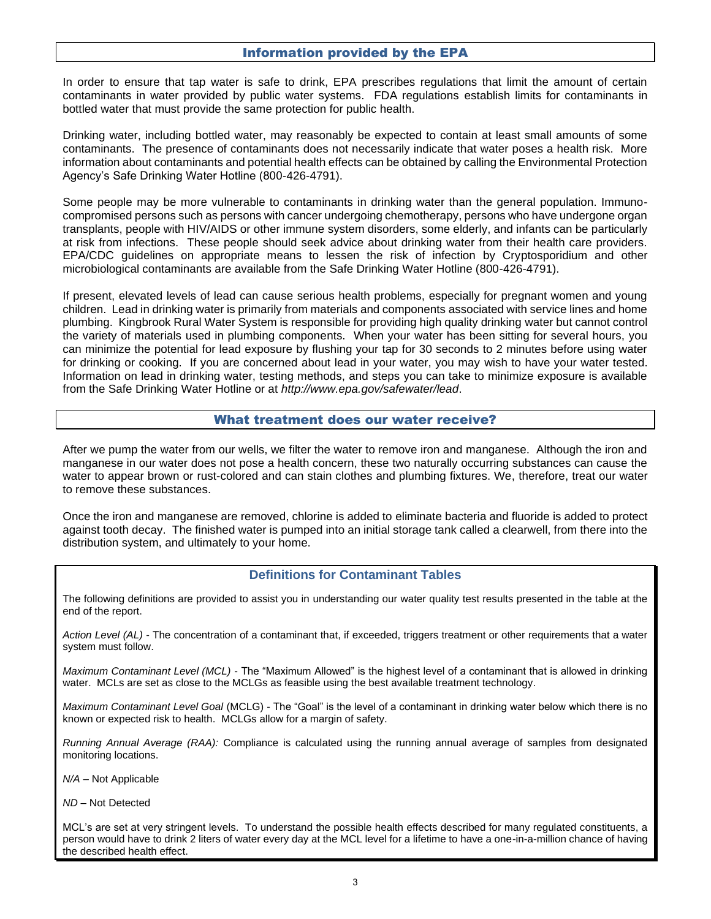## Information provided by the EPA

In order to ensure that tap water is safe to drink, EPA prescribes regulations that limit the amount of certain contaminants in water provided by public water systems. FDA regulations establish limits for contaminants in bottled water that must provide the same protection for public health.

Drinking water, including bottled water, may reasonably be expected to contain at least small amounts of some contaminants. The presence of contaminants does not necessarily indicate that water poses a health risk. More information about contaminants and potential health effects can be obtained by calling the Environmental Protection Agency's Safe Drinking Water Hotline (800-426-4791).

Some people may be more vulnerable to contaminants in drinking water than the general population. Immuno-compromised persons such as persons with cancer undergoing chemotherapy, persons who have undergone organ transplants, people with HIV/AIDS or other immune system disorders, some elderly, and infants can be particularly at risk from infections. These people should seek advice about drinking water from their health care providers. EPA/CDC guidelines on appropriate means to lessen the risk of infection by Cryptosporidium and other microbiological contaminants are available from the Safe Drinking Water Hotline (800-426-4791).

If present, elevated levels of lead can cause serious health problems, especially for pregnant women and young children. Lead in drinking water is primarily from materials and components associated with service lines and home plumbing. Kingbrook Rural Water System is responsible for providing high quality drinking water but cannot control the variety of materials used in plumbing components. When your water has been sitting for several hours, you can minimize the potential for lead exposure by flushing your tap for 30 seconds to 2 minutes before using water for drinking or cooking. If you are concerned about lead in your water, you may wish to have your water tested. Information on lead in drinking water, testing methods, and steps you can take to minimize exposure is available from the Safe Drinking Water Hotline or at *http://www.epa.gov/safewater/lead*.

## What treatment does our water receive?

After we pump the water from our wells, we filter the water to remove iron and manganese. Although the iron and manganese in our water does not pose a health concern, these two naturally occurring substances can cause the water to appear brown or rust-colored and can stain clothes and plumbing fixtures. We, therefore, treat our water to remove these substances.

Once the iron and manganese are removed, chlorine is added to eliminate bacteria and fluoride is added to protect against tooth decay. The finished water is pumped into an initial storage tank called a clearwell, from there into the distribution system, and ultimately to your home.

### Definitions for Contaminant Tables

The following definitions are provided to assist you in understanding our water quality test results presented in the table at the end of the report.

*Action Level (AL)* - The concentration of a contaminant that, if exceeded, triggers treatment or other requirements that a water system must follow.

*Maximum Contaminant Level (MCL)* - The "Maximum Allowed" is the highest level of a contaminant that is allowed in drinking water. MCLs are set as close to the MCLGs as feasible using the best available treatment technology.

*Maximum Contaminant Level Goal* (MCLG) - The "Goal" is the level of a contaminant in drinking water below which there is no known or expected risk to health. MCLGs allow for a margin of safety.

*Running Annual Average (RAA):* Compliance is calculated using the running annual average of samples from designated monitoring locations.

*N/A* – Not Applicable

*ND* – Not Detected

MCL's are set at very stringent levels. To understand the possible health effects described for many regulated constituents, a person would have to drink 2 liters of water every day at the MCL level for a lifetime to have a one-in-a-million chance of having the described health effect.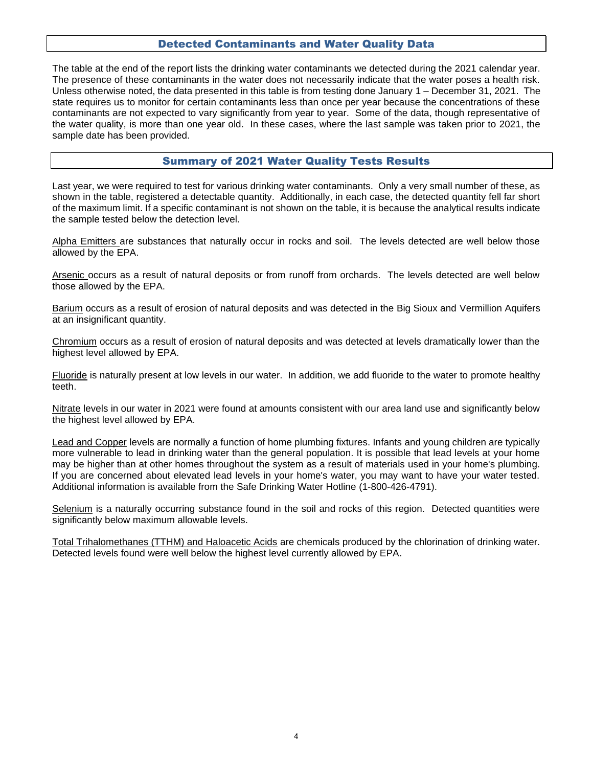## Detected Contaminants and Water Quality Data

The table at the end of the report lists the drinking water contaminants we detected during the 2021 calendar year. The presence of these contaminants in the water does not necessarily indicate that the water poses a health risk. Unless otherwise noted, the data presented in this table is from testing done January 1 – December 31, 2021. The state requires us to monitor for certain contaminants less than once per year because the concentrations of these contaminants are not expected to vary significantly from year to year. Some of the data, though representative of the water quality, is more than one year old. In these cases, where the last sample was taken prior to 2021, the sample date has been provided.

## Summary of 2021 Water Quality Tests Results

Last year, we were required to test for various drinking water contaminants. Only a very small number of these, as shown in the table, registered a detectable quantity. Additionally, in each case, the detected quantity fell far short of the maximum limit. If a specific contaminant is not shown on the table, it is because the analytical results indicate the sample tested below the detection level.

Alpha Emitters are substances that naturally occur in rocks and soil. The levels detected are well below those allowed by the EPA.

Arsenic occurs as a result of natural deposits or from runoff from orchards. The levels detected are well below those allowed by the EPA.

Barium occurs as a result of erosion of natural deposits and was detected in the Big Sioux and Vermillion Aquifers at an insignificant quantity.

Chromium occurs as a result of erosion of natural deposits and was detected at levels dramatically lower than the highest level allowed by EPA.

Fluoride is naturally present at low levels in our water. In addition, we add fluoride to the water to promote healthy teeth.

Nitrate levels in our water in 2021 were found at amounts consistent with our area land use and significantly below the highest level allowed by EPA.

Lead and Copper levels are normally a function of home plumbing fixtures. Infants and young children are typically more vulnerable to lead in drinking water than the general population. It is possible that lead levels at your home may be higher than at other homes throughout the system as a result of materials used in your home's plumbing. If you are concerned about elevated lead levels in your home's water, you may want to have your water tested. Additional information is available from the Safe Drinking Water Hotline (1-800-426-4791).

Selenium is a naturally occurring substance found in the soil and rocks of this region. Detected quantities were significantly below maximum allowable levels.

Total Trihalomethanes (TTHM) and Haloacetic Acids are chemicals produced by the chlorination of drinking water. Detected levels found were well below the highest level currently allowed by EPA.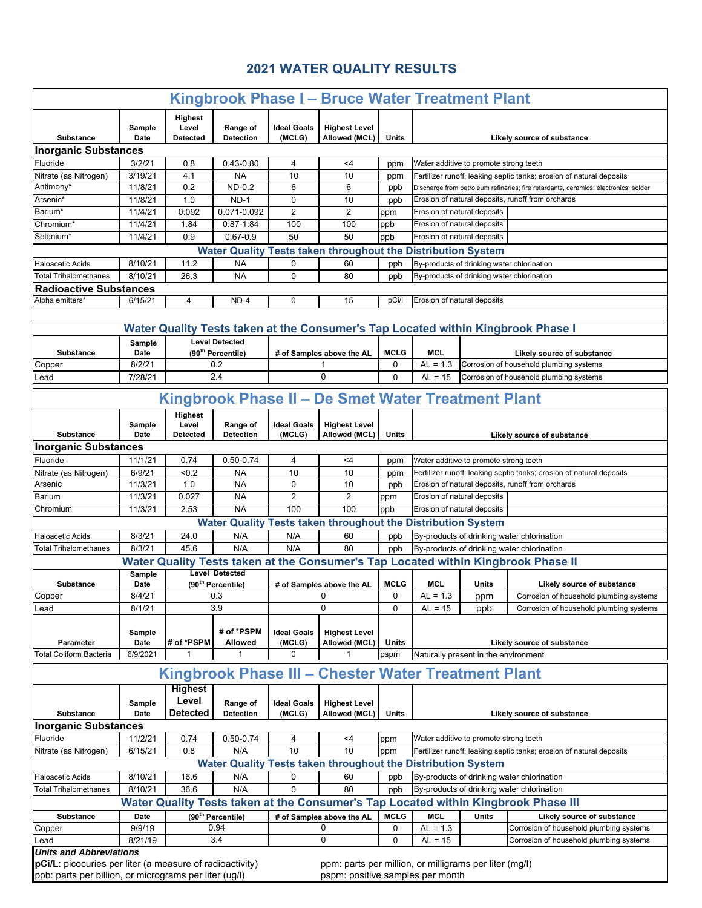# 2021 WATER QUALITY RESULTS

## Kingbrook Phase I – Bruce Water Treatment Plant

| Substance | Sample Date | Highest Level Detected | Range of Detection | Ideal Goals (MCLG) | Highest Level Allowed (MCL) | Units | Likely source of substance |
|---|---|---|---|---|---|---|---|
| **Inorganic Substances** | | | | | | | |
| Fluoride | 3/2/21 | 0.8 | 0.43-0.80 | 4 | <4 | ppm | Water additive to promote strong teeth |
| Nitrate (as Nitrogen) | 3/19/21 | 4.1 | NA | 10 | 10 | ppm | Fertilizer runoff; leaking septic tanks; erosion of natural deposits |
| Antimony* | 11/8/21 | 0.2 | ND-0.2 | 6 | 6 | ppb | Discharge from petroleum refineries; fire retardants, ceramics; electronics; solder |
| Arsenic* | 11/8/21 | 1.0 | ND-1 | 0 | 10 | ppb | Erosion of natural deposits, runoff from orchards |
| Barium* | 11/4/21 | 0.092 | 0.071-0.092 | 2 | 2 | ppm | Erosion of natural deposits |
| Chromium* | 11/4/21 | 1.84 | 0.87-1.84 | 100 | 100 | ppb | Erosion of natural deposits |
| Selenium* | 11/4/21 | 0.9 | 0.67-0.9 | 50 | 50 | ppb | Erosion of natural deposits |
| **Water Quality Tests taken throughout the Distribution System** | | | | | | | |
| Haloacetic Acids | 8/10/21 | 11.2 | NA | 0 | 60 | ppb | By-products of drinking water chlorination |
| Total Trihalomethanes | 8/10/21 | 26.3 | NA | 0 | 80 | ppb | By-products of drinking water chlorination |
| **Radioactive Substances** | | | | | | | |
| Alpha emitters* | 6/15/21 | 4 | ND-4 | 0 | 15 | pCi/l | Erosion of natural deposits |

### Water Quality Tests taken at the Consumer's Tap Located within Kingbrook Phase I

| Substance | Sample Date | Level Detected (90th Percentile) | # of Samples above the AL | MCLG | MCL | Likely source of substance |
|---|---|---|---|---|---|---|
| Copper | 8/2/21 | 0.2 | 1 | 0 | AL = 1.3 | Corrosion of household plumbing systems |
| Lead | 7/28/21 | 2.4 | 0 | 0 | AL = 15 | Corrosion of household plumbing systems |

## Kingbrook Phase II – De Smet Water Treatment Plant

| Substance | Sample Date | Highest Level Detected | Range of Detection | Ideal Goals (MCLG) | Highest Level Allowed (MCL) | Units | Likely source of substance |
|---|---|---|---|---|---|---|---|
| **Inorganic Substances** | | | | | | | |
| Fluoride | 11/1/21 | 0.74 | 0.50-0.74 | 4 | <4 | ppm | Water additive to promote strong teeth |
| Nitrate (as Nitrogen) | 6/9/21 | <0.2 | NA | 10 | 10 | ppm | Fertilizer runoff; leaking septic tanks; erosion of natural deposits |
| Arsenic | 11/3/21 | 1.0 | NA | 0 | 10 | ppb | Erosion of natural deposits, runoff from orchards |
| Barium | 11/3/21 | 0.027 | NA | 2 | 2 | ppm | Erosion of natural deposits |
| Chromium | 11/3/21 | 2.53 | NA | 100 | 100 | ppb | Erosion of natural deposits |
| **Water Quality Tests taken throughout the Distribution System** | | | | | | | |
| Haloacetic Acids | 8/3/21 | 24.0 | N/A | N/A | 60 | ppb | By-products of drinking water chlorination |
| Total Trihalomethanes | 8/3/21 | 45.6 | N/A | N/A | 80 | ppb | By-products of drinking water chlorination |

### Water Quality Tests taken at the Consumer's Tap Located within Kingbrook Phase II

| Substance | Sample Date | Level Detected (90th Percentile) | # of Samples above the AL | MCLG | MCL | Units | Likely source of substance |
|---|---|---|---|---|---|---|---|
| Copper | 8/4/21 | 0.3 | 0 | 0 | AL = 1.3 | ppm | Corrosion of household plumbing systems |
| Lead | 8/1/21 | 3.9 | 0 | 0 | AL = 15 | ppb | Corrosion of household plumbing systems |

| Parameter | Sample Date | # of *PSPM | # of *PSPM Allowed | Ideal Goals (MCLG) | Highest Level Allowed (MCL) | Units | Likely source of substance |
|---|---|---|---|---|---|---|---|
| Total Coliform Bacteria | 6/9/2021 | 1 | 1 | 0 | 1 | pspm | Naturally present in the environment |

## Kingbrook Phase III – Chester Water Treatment Plant

| Substance | Sample Date | Highest Level Detected | Range of Detection | Ideal Goals (MCLG) | Highest Level Allowed (MCL) | Units | Likely source of substance |
|---|---|---|---|---|---|---|---|
| **Inorganic Substances** | | | | | | | |
| Fluoride | 11/2/21 | 0.74 | 0.50-0.74 | 4 | <4 | ppm | Water additive to promote strong teeth |
| Nitrate (as Nitrogen) | 6/15/21 | 0.8 | N/A | 10 | 10 | ppm | Fertilizer runoff; leaking septic tanks; erosion of natural deposits |
| **Water Quality Tests taken throughout the Distribution System** | | | | | | | |
| Haloacetic Acids | 8/10/21 | 16.6 | N/A | 0 | 60 | ppb | By-products of drinking water chlorination |
| Total Trihalomethanes | 8/10/21 | 36.6 | N/A | 0 | 80 | ppb | By-products of drinking water chlorination |

### Water Quality Tests taken at the Consumer's Tap Located within Kingbrook Phase III

| Substance | Date | (90th Percentile) | # of Samples above the AL | MCLG | MCL | Units | Likely source of substance |
|---|---|---|---|---|---|---|---|
| Copper | 9/9/19 | 0.94 | 0 | 0 | AL = 1.3 | | Corrosion of household plumbing systems |
| Lead | 8/21/19 | 3.4 | 0 | 0 | AL = 15 | | Corrosion of household plumbing systems |

***Units and Abbreviations***

**pCi/L**: picocuries per liter (a measure of radioactivity)

ppb: parts per billion, or micrograms per liter (ug/l)

ppm: parts per million, or milligrams per liter (mg/l)

pspm: positive samples per month